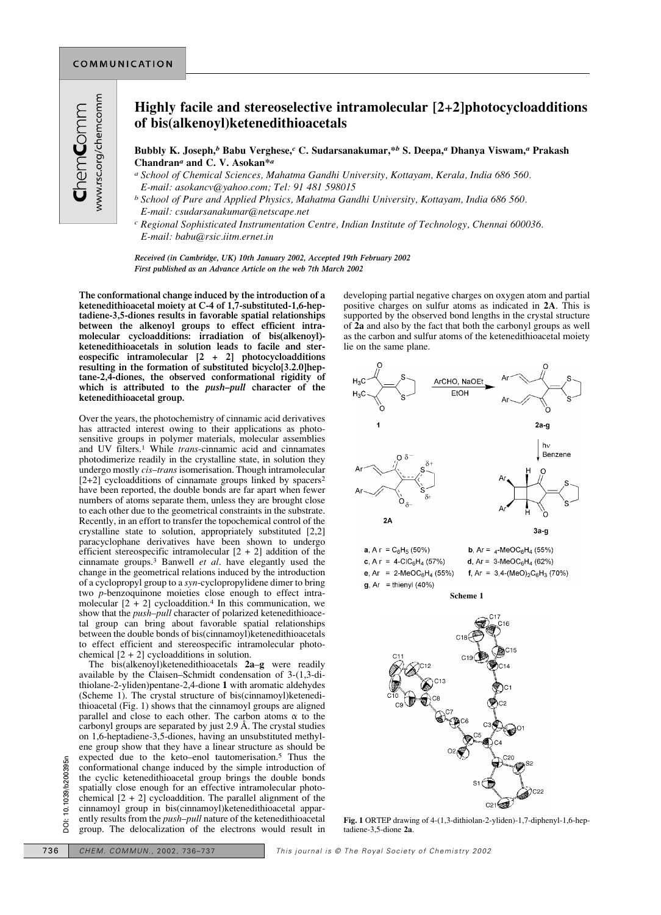# Highly facile and stereoselective intramolecular [2+2]photocycloadditions of bis(alkenoyl)ketenedithioacetals

**Bubbly K. Joseph,[b] Babu Verghese,[c] C. Sudarsanakumar,\*[b] S. Deepa,[a] Dhanya Viswam,[a] Prakash Chandran[a] and C. V. Asokan\*[a]**

[a] *School of Chemical Sciences, Mahatma Gandhi University, Kottayam, Kerala, India 686 560. E-mail: asokancv@yahoo.com; Tel: 91 481 598015*

[b] *School of Pure and Applied Physics, Mahatma Gandhi University, Kottayam, India 686 560. E-mail: csudarsanakumar@netscape.net*

[c] *Regional Sophisticated Instrumentation Centre, Indian Institute of Technology, Chennai 600036. E-mail: babu@rsic.iitm.ernet.in*

*Received (in Cambridge, UK) 10th January 2002, Accepted 19th February 2002*
*First published as an Advance Article on the web 7th March 2002*

**The conformational change induced by the introduction of a ketenedithioacetal moiety at C-4 of 1,7-substituted-1,6-heptadiene-3,5-diones results in favorable spatial relationships between the alkenoyl groups to effect efficient intramolecular cycloadditions: irradiation of bis(alkenoyl)ketenedithioacetals in solution leads to facile and stereospecific intramolecular [2 + 2] photocycloadditions resulting in the formation of substituted bicyclo[3.2.0]heptane-2,4-diones, the observed conformational rigidity of which is attributed to the *push–pull* character of the ketenedithioacetal group.**

Over the years, the photochemistry of cinnamic acid derivatives has attracted interest owing to their applications as photosensitive groups in polymer materials, molecular assemblies and UV filters.[1] While *trans*-cinnamic acid and cinnamates photodimerize readily in the crystalline state, in solution they undergo mostly *cis–trans* isomerisation. Though intramolecular [2+2] cycloadditions of cinnamate groups linked by spacers[2] have been reported, the double bonds are far apart when fewer numbers of atoms separate them, unless they are brought close to each other due to the geometrical constraints in the substrate. Recently, in an effort to transfer the topochemical control of the crystalline state to solution, appropriately substituted [2,2] paracyclophane derivatives have been shown to undergo efficient stereospecific intramolecular [2 + 2] addition of the cinnamate groups.[3] Banwell *et al*. have elegantly used the change in the geometrical relations induced by the introduction of a cyclopropyl group to a *syn*-cyclopropylidene dimer to bring two *p*-benzoquinone moieties close enough to effect intramolecular [2 + 2] cycloaddition.[4] In this communication, we show that the *push–pull* character of polarized ketenedithioacetal group can bring about favorable spatial relationships between the double bonds of bis(cinnamoyl)ketenedithioacetals to effect efficient and stereospecific intramolecular photochemical [2 + 2] cycloadditions in solution.

The bis(alkenoyl)ketenedithioacetals **2a–g** were readily available by the Claisen–Schmidt condensation of 3-(1,3-dithiolane-2-yliden)pentane-2,4-dione **1** with aromatic aldehydes (Scheme 1). The crystal structure of bis(cinnamoyl)ketenedithioacetal (Fig. 1) shows that the cinnamoyl groups are aligned parallel and close to each other. The carbon atoms α to the carbonyl groups are separated by just 2.9 Å. The crystal studies on 1,6-heptadiene-3,5-diones, having an unsubstituted methylene group show that they have a linear structure as should be expected due to the keto–enol tautomerisation.[5] Thus the conformational change induced by the simple introduction of the cyclic ketenedithioacetal group brings the double bonds spatially close enough for an effective intramolecular photochemical [2 + 2] cycloaddition. The parallel alignment of the cinnamoyl group in bis(cinnamoyl)ketenedithioacetal apparently results from the *push–pull* nature of the ketenedithioacetal group. The delocalization of the electrons would result in developing partial negative charges on oxygen atom and partial positive charges on sulfur atoms as indicated in **2A**. This is supported by the observed bond lengths in the crystal structure of **2a** and also by the fact that both the carbonyl groups as well as the carbon and sulfur atoms of the ketenedithioacetal moiety lie on the same plane.

**a**, Ar = $C_6H_5$ (50%) **b**, Ar = 4-Me$OC_6H_4$ (55%)
**c**, Ar = 4-Cl$C_6H_4$ (57%) **d**, Ar = 3-Me$OC_6H_4$ (62%)
**e**, Ar = 2-Me$OC_6H_4$ (55%) **f**, Ar = 3,4-(MeO)$_2C_6H_3$ (70%)
**g**, Ar = thienyl (40%)

**Scheme 1**

**Fig. 1** ORTEP drawing of 4-(1,3-dithiolan-2-yliden)-1,7-diphenyl-1,6-heptadiene-3,5-dione **2a**.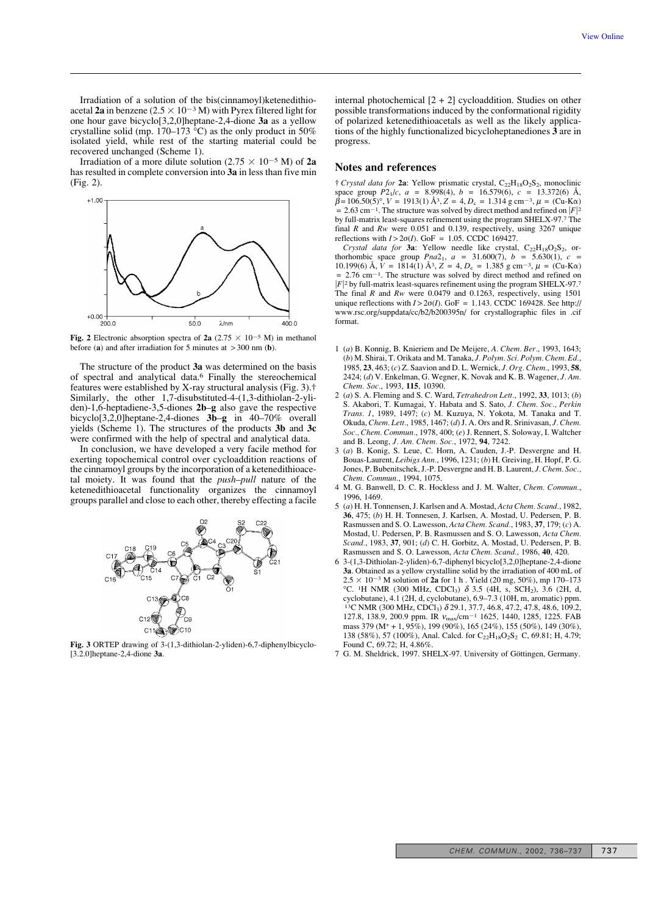Irradiation of a solution of the bis(cinnamoyl)ketenedithioacetal **2a** in benzene ($2.5 \times 10^{-3}$ M) with Pyrex filtered light for one hour gave bicyclo[3,2,0]heptane-2,4-dione **3a** as a yellow crystalline solid (mp. 170–173 °C) as the only product in 50% isolated yield, while rest of the starting material could be recovered unchanged (Scheme 1).

Irradiation of a more dilute solution ($2.75 \times 10^{-5}$ M) of **2a** has resulted in complete conversion into **3a** in less than five min (Fig. 2).

+1.00

a

b

+0.00

200.0

50.0

λ/nm

400.0

**Fig. 2** Electronic absorption spectra of **2a** ($2.75 \times 10^{-5}$ M) in methanol before (**a**) and after irradiation for 5 minutes at > 300 nm (**b**).

The structure of the product **3a** was determined on the basis of spectral and analytical data.[6] Finally the stereochemical features were established by X-ray structural analysis (Fig. 3).† Similarly, the other 1,7-disubstituted-4-(1,3-dithiolan-2-yliden)-1,6-heptadiene-3,5-diones **2b–g** also gave the respective bicyclo[3,2,0]heptane-2,4-diones **3b–g** in 40–70% overall yields (Scheme 1). The structures of the products **3b** and **3c** were confirmed with the help of spectral and analytical data.

In conclusion, we have developed a very facile method for exerting topochemical control over cycloaddition reactions of the cinnamoyl groups by the incorporation of a ketenedithioacetal moiety. It was found that the *push–pull* nature of the ketenedithioacetal functionality organizes the cinnamoyl groups parallel and close to each other, thereby effecting a facile internal photochemical [2 + 2] cycloaddition. Studies on other possible transformations induced by the conformational rigidity of polarized ketenedithioacetals as well as the likely applications of the highly functionalized bicycloheptanediones **3** are in progress.

O2 S2 C22 C18 C19 C5 C4 C20 C17 C6 C3 C21 C14 S1 C16 C15 C7 C1 C2 O1 C13 C8 C12 C9 C11 C10

**Fig. 3** ORTEP drawing of 3-(1,3-dithiolan-2-yliden)-6,7-diphenylbicyclo-[3.2.0]heptane-2,4-dione **3a**.

## Notes and references

† *Crystal data for* **2a**: Yellow prismatic crystal, $C_{22}H_{18}O_2S_2$, monoclinic space group $P2_1/c$, $a$ = 8.998(4), $b$ = 16.579(6), $c$ = 13.372(6) Å, $\beta$ = 106.50(5)°, $V$ = 1913(1) Å$^3$, $Z$ = 4, $D_c$ = 1.314 g cm$^{-3}$, $\mu$ = (Cu-Kα) = 2.63 cm$^{-1}$. The structure was solved by direct method and refined on $|F|^2$ by full-matrix least-squares refinement using the program SHELX-97.[7] The final $R$ and $Rw$ were 0.051 and 0.139, respectively, using 3267 unique reflections with $I > 2\sigma(I)$. GoF = 1.05. CCDC 169427.

*Crystal data for* **3a**: Yellow needle like crystal, $C_{22}H_{18}O_2S_2$, orthorhombic space group $Pna2_1$, $a$ = 31.600(7), $b$ = 5.630(1), $c$ = 10.199(6) Å, $V$ = 1814(1) Å$^3$, $Z$ = 4, $D_c$ = 1.385 g cm$^{-3}$, $\mu$ = (Cu-Kα) = 2.76 cm$^{-1}$. The structure was solved by direct method and refined on $|F|^2$ by full-matrix least-squares refinement using the program SHELX-97.[7] The final $R$ and $Rw$ were 0.0479 and 0.1263, respectively, using 1501 unique reflections with $I > 2\sigma(I)$. GoF = 1.143. CCDC 169428. See http://www.rsc.org/suppdata/cc/b2/b200395n/ for crystallographic files in .cif format.

1 (*a*) B. Konnig, B. Knieriem and De Meijere, *A. Chem. Ber.*, 1993, 1643; (*b*) M. Shirai, T. Orikata and M. Tanaka, *J. Polym. Sci. Polym. Chem. Ed.*, 1985, **23**, 463; (*c*) Z. Saavion and D. L. Wernick, *J. Org. Chem.*, 1993, **58**, 2424; (*d*) V. Enkelman, G. Wegner, K. Novak and K. B. Wagener, *J. Am. Chem. Soc.*, 1993, **115**, 10390.

2 (*a*) S. A. Fleming and S. C. Ward, *Tetrahedron Lett.*, 1992, **33**, 1013; (*b*) S. Akabori, T. Kumagai, Y. Habata and S. Sato, *J. Chem. Soc., Perkin Trans. 1*, 1989, 1497; (*c*) M. Kuzuya, N. Yokota, M. Tanaka and T. Okuda, *Chem. Lett.*, 1985, 1467; (*d*) J. A. Ors and R. Srinivasan, *J. Chem. Soc., Chem. Commun.*, 1978, 400; (*e*) J. Rennert, S. Soloway, I. Waltcher and B. Leong, *J. Am. Chem. Soc.*, 1972, **94**, 7242.

3 (*a*) B. Konig, S. Leue, C. Horn, A. Cauden, J.-P. Desvergne and H. Bouas-Laurent, *Leibigs Ann.*, 1996, 1231; (*b*) H. Greiving, H. Hopf, P. G. Jones, P. Bubenitschek, J.-P. Desvergne and H. B. Laurent, *J. Chem. Soc., Chem. Commun.*, 1994, 1075.

4 M. G. Banwell, D. C. R. Hockless and J. M. Walter, *Chem. Commun.*, 1996, 1469.

5 (*a*) H. H. Tonnensen, J. Karlsen and A. Mostad, *Acta Chem. Scand.*, 1982, **36**, 475; (*b*) H. H. Tonnensen, J. Karlsen, A. Mostad, U. Pedersen, P. B. Rasmussen and S. O. Lawesson, *Acta Chem. Scand.*, 1983, **37**, 179; (*c*) A. Mostad, U. Pedersen, P. B. Rasmussen and S. O. Lawesson, *Acta Chem. Scand.*, 1983, **37**, 901; (*d*) C. H. Gorbitz, A. Mostad, U. Pedersen, P. B. Rasmussen and S. O. Lawesson, *Acta Chem. Scand.*, 1986, **40**, 420.

6 3-(1,3-Dithiolan-2-ylidene)-6,7-diphenyl bicyclo[3,2,0]heptane-2,4-dione **3a**. Obtained as a yellow crystalline solid by the irradiation of 400 mL of $2.5 \times 10^{-3}$ M solution of **2a** for 1 h . Yield (20 mg, 50%), mp 170–173 °C. $^1$H NMR (300 MHz, $CDCl_3$) $\delta$ 3.5 (4H, s, $SCH_2$), 3.6 (2H, d, cyclobutane), 4.1 (2H, d, cyclobutane), 6.9–7.3 (10H, m, aromatic) ppm. $^{13}$C NMR (300 MHz, $CDCl_3$) $\delta$ 29.1, 37.7, 46.8, 47.2, 47.8, 48.6, 109.2, 127.8, 138.9, 200.9 ppm. IR $\nu_{max}$/cm$^{-1}$ 1625, 1440, 1285, 1225. FAB mass 379 (M$^+$ + 1, 95%), 199 (90%), 165 (24%), 155 (50%), 149 (30%), 138 (58%), 57 (100%), Anal. Calcd. for $C_{22}H_{18}O_2S_2$ C, 69.81; H, 4.79; Found C, 69.72; H, 4.86%.

7 G. M. Sheldrick, 1997. SHELX-97. University of Göttingen, Germany.